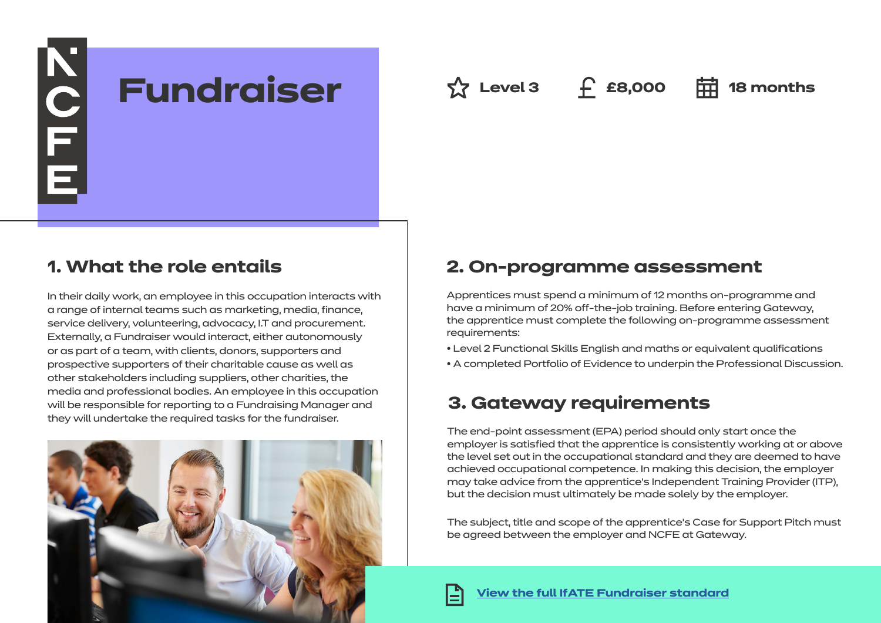# Fundraiser

Level 3 | £8,000 | 18 months

## 1. What the role entails

In their daily work, an employee in this occupation interacts with a range of internal teams such as marketing, media, finance, service delivery, volunteering, advocacy, I.T and procurement. Externally, a Fundraiser would interact, either autonomously or as part of a team, with clients, donors, supporters and prospective supporters of their charitable cause as well as other stakeholders including suppliers, other charities, the media and professional bodies. An employee in this occupation will be responsible for reporting to a Fundraising Manager and they will undertake the required tasks for the fundraiser.

## 2. On-programme assessment

Apprentices must spend a minimum of 12 months on-programme and have a minimum of 20% off-the-job training. Before entering Gateway, the apprentice must complete the following on-programme assessment requirements:

- Level 2 Functional Skills English and maths or equivalent qualifications
- A completed Portfolio of Evidence to underpin the Professional Discussion.

## 3. Gateway requirements

The end-point assessment (EPA) period should only start once the employer is satisfied that the apprentice is consistently working at or above the level set out in the occupational standard and they are deemed to have achieved occupational competence. In making this decision, the employer may take advice from the apprentice's Independent Training Provider (ITP), but the decision must ultimately be made solely by the employer.

The subject, title and scope of the apprentice's Case for Support Pitch must be agreed between the employer and NCFE at Gateway.

View the full IfATE Fundraiser standard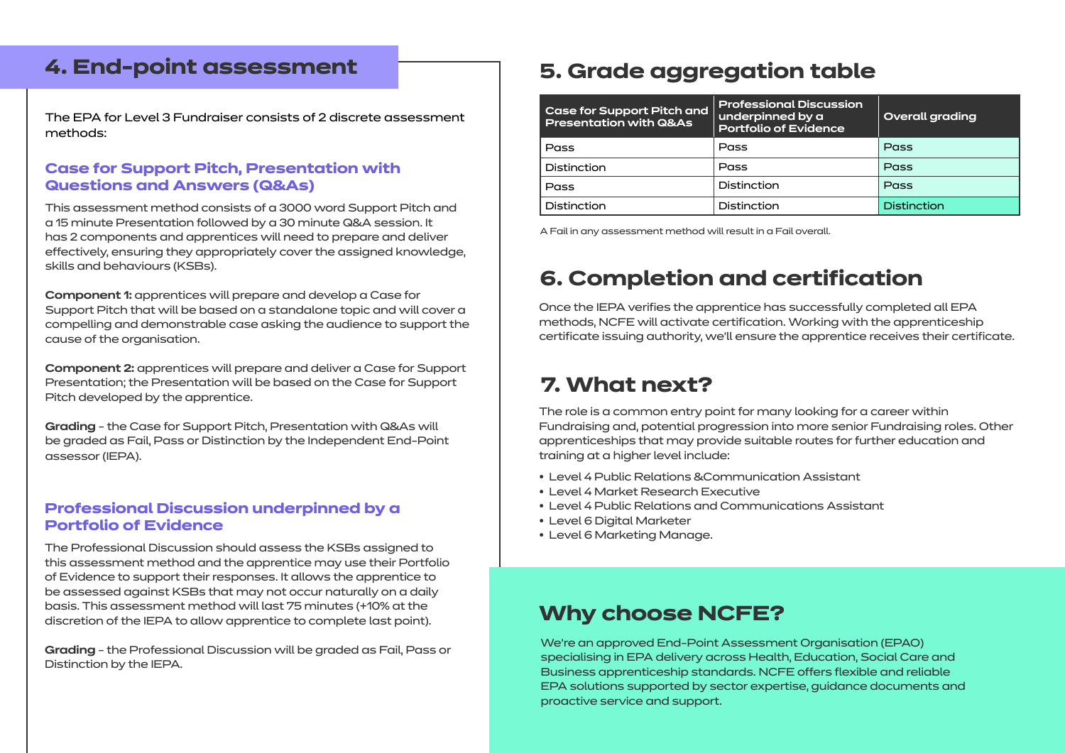## 4. End-point assessment

The EPA for Level 3 Fundraiser consists of 2 discrete assessment methods:

### Case for Support Pitch, Presentation with Questions and Answers (Q&As)

This assessment method consists of a 3000 word Support Pitch and a 15 minute Presentation followed by a 30 minute Q&A session. It has 2 components and apprentices will need to prepare and deliver effectively, ensuring they appropriately cover the assigned knowledge, skills and behaviours (KSBs).

**Component 1:** apprentices will prepare and develop a Case for Support Pitch that will be based on a standalone topic and will cover a compelling and demonstrable case asking the audience to support the cause of the organisation.

**Component 2:** apprentices will prepare and deliver a Case for Support Presentation; the Presentation will be based on the Case for Support Pitch developed by the apprentice.

**Grading** – the Case for Support Pitch, Presentation with Q&As will be graded as Fail, Pass or Distinction by the Independent End-Point assessor (IEPA).

### Professional Discussion underpinned by a Portfolio of Evidence

The Professional Discussion should assess the KSBs assigned to this assessment method and the apprentice may use their Portfolio of Evidence to support their responses. It allows the apprentice to be assessed against KSBs that may not occur naturally on a daily basis. This assessment method will last 75 minutes (+10% at the discretion of the IEPA to allow apprentice to complete last point).

**Grading** – the Professional Discussion will be graded as Fail, Pass or Distinction by the IEPA.

## 5. Grade aggregation table

| Case for Support Pitch and Presentation with Q&As | Professional Discussion underpinned by a Portfolio of Evidence | Overall grading |
|---|---|---|
| Pass | Pass | Pass |
| Distinction | Pass | Pass |
| Pass | Distinction | Pass |
| Distinction | Distinction | Distinction |

A Fail in any assessment method will result in a Fail overall.

## 6. Completion and certification

Once the IEPA verifies the apprentice has successfully completed all EPA methods, NCFE will activate certification. Working with the apprenticeship certificate issuing authority, we'll ensure the apprentice receives their certificate.

## 7. What next?

The role is a common entry point for many looking for a career within Fundraising and, potential progression into more senior Fundraising roles. Other apprenticeships that may provide suitable routes for further education and training at a higher level include:

- Level 4 Public Relations &Communication Assistant
- Level 4 Market Research Executive
- Level 4 Public Relations and Communications Assistant
- Level 6 Digital Marketer
- Level 6 Marketing Manage.

## Why choose NCFE?

We're an approved End-Point Assessment Organisation (EPAO) specialising in EPA delivery across Health, Education, Social Care and Business apprenticeship standards. NCFE offers flexible and reliable EPA solutions supported by sector expertise, guidance documents and proactive service and support.